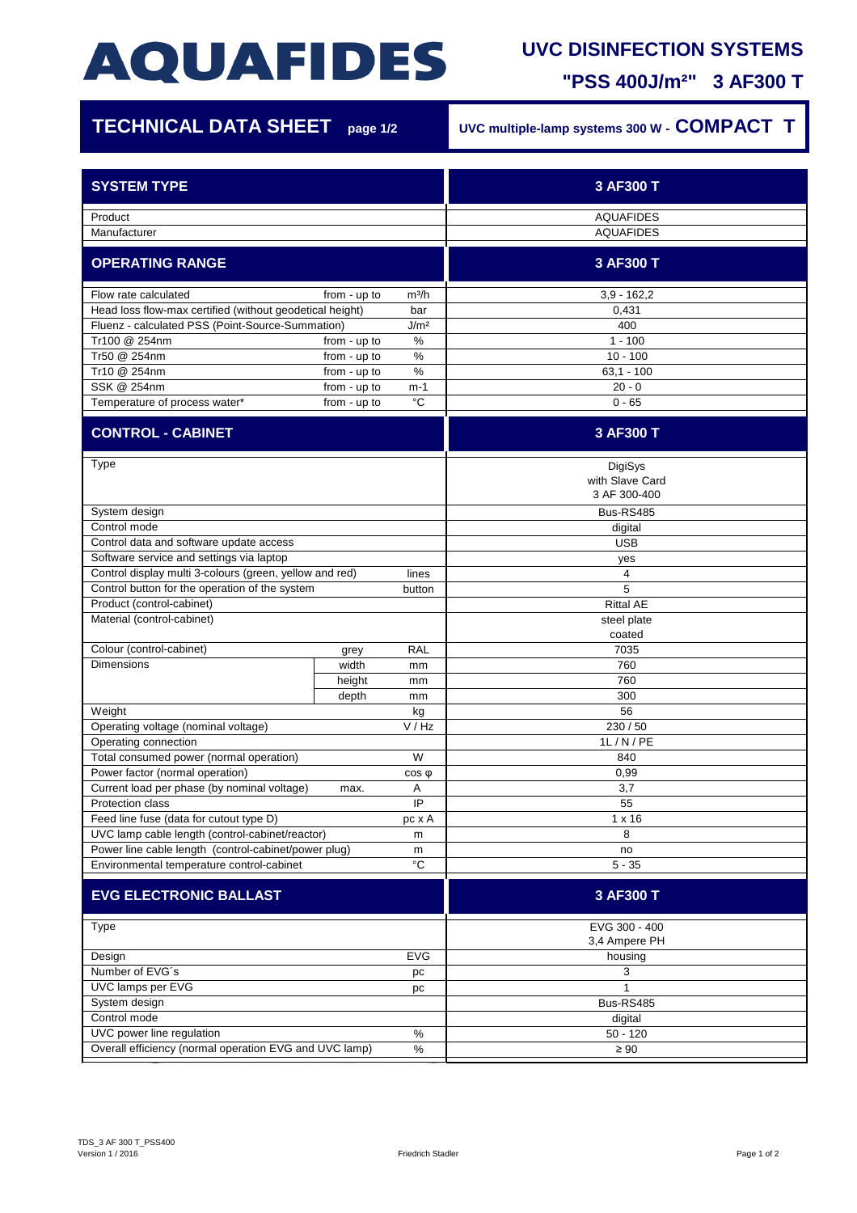# AQUAFIDES

## UVC DISINFECTION SYSTEMS

## "PSS 400J/m²" 3 AF300 T

## TECHNICAL DATA SHEET page 1/2

**UVC multiple-lamp systems 300 W - COMPACT T**

| SYSTEM TYPE | | | 3 AF300 T |
|---|---|---|---|
| Product | | | AQUAFIDES |
| Manufacturer | | | AQUAFIDES |
| **OPERATING RANGE** | | | **3 AF300 T** |
| Flow rate calculated | from - up to | m³/h | 3,9 - 162,2 |
| Head loss flow-max certified (without geodetical height) | | bar | 0,431 |
| Fluenz - calculated PSS (Point-Source-Summation) | | J/m² | 400 |
| Tr100 @ 254nm | from - up to | % | 1 - 100 |
| Tr50 @ 254nm | from - up to | % | 10 - 100 |
| Tr10 @ 254nm | from - up to | % | 63,1 - 100 |
| SSK @ 254nm | from - up to | m-1 | 20 - 0 |
| Temperature of process water* | from - up to | °C | 0 - 65 |
| **CONTROL - CABINET** | | | **3 AF300 T** |
| Type | | | DigiSys with Slave Card 3 AF 300-400 |
| System design | | | Bus-RS485 |
| Control mode | | | digital |
| Control data and software update access | | | USB |
| Software service and settings via laptop | | | yes |
| Control display multi 3-colours (green, yellow and red) | | lines | 4 |
| Control button for the operation of the system | | button | 5 |
| Product (control-cabinet) | | | Rittal AE |
| Material (control-cabinet) | | | steel plate coated |
| Colour (control-cabinet) | grey | RAL | 7035 |
| Dimensions | width | mm | 760 |
| | height | mm | 760 |
| | depth | mm | 300 |
| Weight | | kg | 56 |
| Operating voltage (nominal voltage) | | V / Hz | 230 / 50 |
| Operating connection | | | 1L / N / PE |
| Total consumed power (normal operation) | | W | 840 |
| Power factor (normal operation) | | cos φ | 0,99 |
| Current load per phase (by nominal voltage) | max. | A | 3,7 |
| Protection class | | IP | 55 |
| Feed line fuse (data for cutout type D) | | pc x A | 1 x 16 |
| UVC lamp cable length (control-cabinet/reactor) | | m | 8 |
| Power line cable length (control-cabinet/power plug) | | m | no |
| Environmental temperature control-cabinet | | °C | 5 - 35 |
| **EVG ELECTRONIC BALLAST** | | | **3 AF300 T** |
| Type | | | EVG 300 - 400 3,4 Ampere PH |
| Design | | EVG | housing |
| Number of EVG´s | | pc | 3 |
| UVC lamps per EVG | | pc | 1 |
| System design | | | Bus-RS485 |
| Control mode | | | digital |
| UVC power line regulation | | % | 50 - 120 |
| Overall efficiency (normal operation EVG and UVC lamp) | | % | ≥ 90 |

TDS_3 AF 300 T_PSS400
Version 1 / 2016

Friedrich Stadler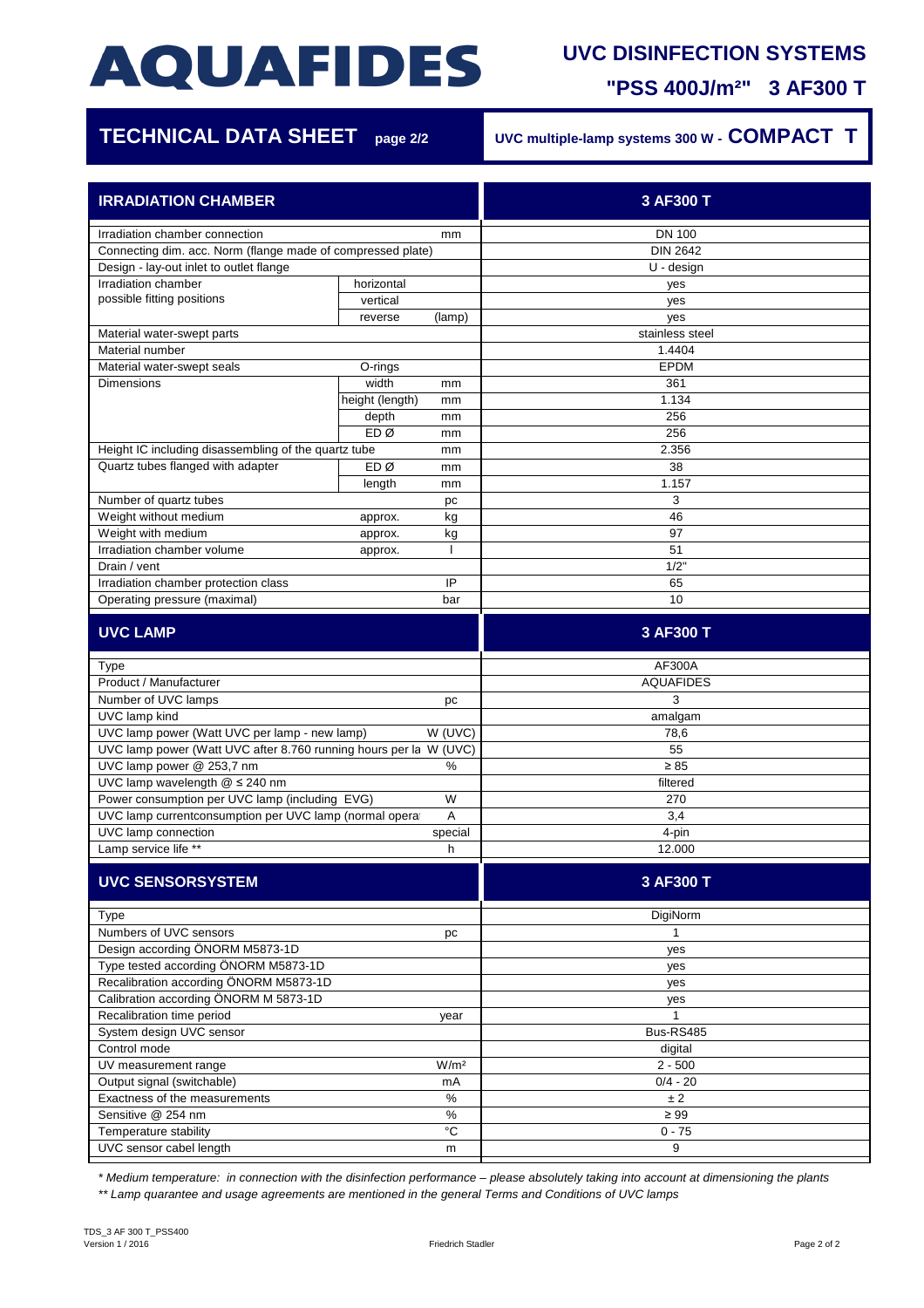# AQUAFIDES

## UVC DISINFECTION SYSTEMS

## "PSS 400J/m²" 3 AF300 T

## TECHNICAL DATA SHEET page 2/2

UVC multiple-lamp systems 300 W - **COMPACT T**

| IRRADIATION CHAMBER | | | 3 AF300 T |
|---|---|---|---|
| Irradiation chamber connection | | mm | DN 100 |
| Connecting dim. acc. Norm (flange made of compressed plate) | | | DIN 2642 |
| Design - lay-out inlet to outlet flange | | | U - design |
| Irradiation chamber possible fitting positions | horizontal | | yes |
| | vertical | | yes |
| | reverse | (lamp) | yes |
| Material water-swept parts | | | stainless steel |
| Material number | | | 1.4404 |
| Material water-swept seals | O-rings | | EPDM |
| Dimensions | width | mm | 361 |
| | height (length) | mm | 1.134 |
| | depth | mm | 256 |
| | ED Ø | mm | 256 |
| Height IC including disassembling of the quartz tube | | mm | 2.356 |
| Quartz tubes flanged with adapter | ED Ø | mm | 38 |
| | length | mm | 1.157 |
| Number of quartz tubes | | pc | 3 |
| Weight without medium | approx. | kg | 46 |
| Weight with medium | approx. | kg | 97 |
| Irradiation chamber volume | approx. | l | 51 |
| Drain / vent | | | 1/2" |
| Irradiation chamber protection class | | IP | 65 |
| Operating pressure (maximal) | | bar | 10 |

| UVC LAMP | | 3 AF300 T |
|---|---|---|
| Type | | AF300A |
| Product / Manufacturer | | AQUAFIDES |
| Number of UVC lamps | pc | 3 |
| UVC lamp kind | | amalgam |
| UVC lamp power (Watt UVC per lamp - new lamp) | W (UVC) | 78,6 |
| UVC lamp power (Watt UVC after 8.760 running hours per la | W (UVC) | 55 |
| UVC lamp power @ 253,7 nm | % | ≥ 85 |
| UVC lamp wavelength @ ≤ 240 nm | | filtered |
| Power consumption per UVC lamp (including EVG) | W | 270 |
| UVC lamp currentconsumption per UVC lamp (normal opera | A | 3,4 |
| UVC lamp connection | special | 4-pin |
| Lamp service life ** | h | 12.000 |

| UVC SENSORSYSTEM | | 3 AF300 T |
|---|---|---|
| Type | | DigiNorm |
| Numbers of UVC sensors | pc | 1 |
| Design according ÖNORM M5873-1D | | yes |
| Type tested according ÖNORM M5873-1D | | yes |
| Recalibration according ÖNORM M5873-1D | | yes |
| Calibration according ÖNORM M 5873-1D | | yes |
| Recalibration time period | year | 1 |
| System design UVC sensor | | Bus-RS485 |
| Control mode | | digital |
| UV measurement range | W/m² | 2 - 500 |
| Output signal (switchable) | mA | 0/4 - 20 |
| Exactness of the measurements | % | ± 2 |
| Sensitive @ 254 nm | % | ≥ 99 |
| Temperature stability | °C | 0 - 75 |
| UVC sensor cabel length | m | 9 |

*\* Medium temperature: in connection with the disinfection performance – please absolutely taking into account at dimensioning the plants*

*\*\* Lamp quarantee and usage agreements are mentioned in the general Terms and Conditions of UVC lamps*

TDS_3 AF 300 T_PSS400
Version 1 / 2016

Friedrich Stadler